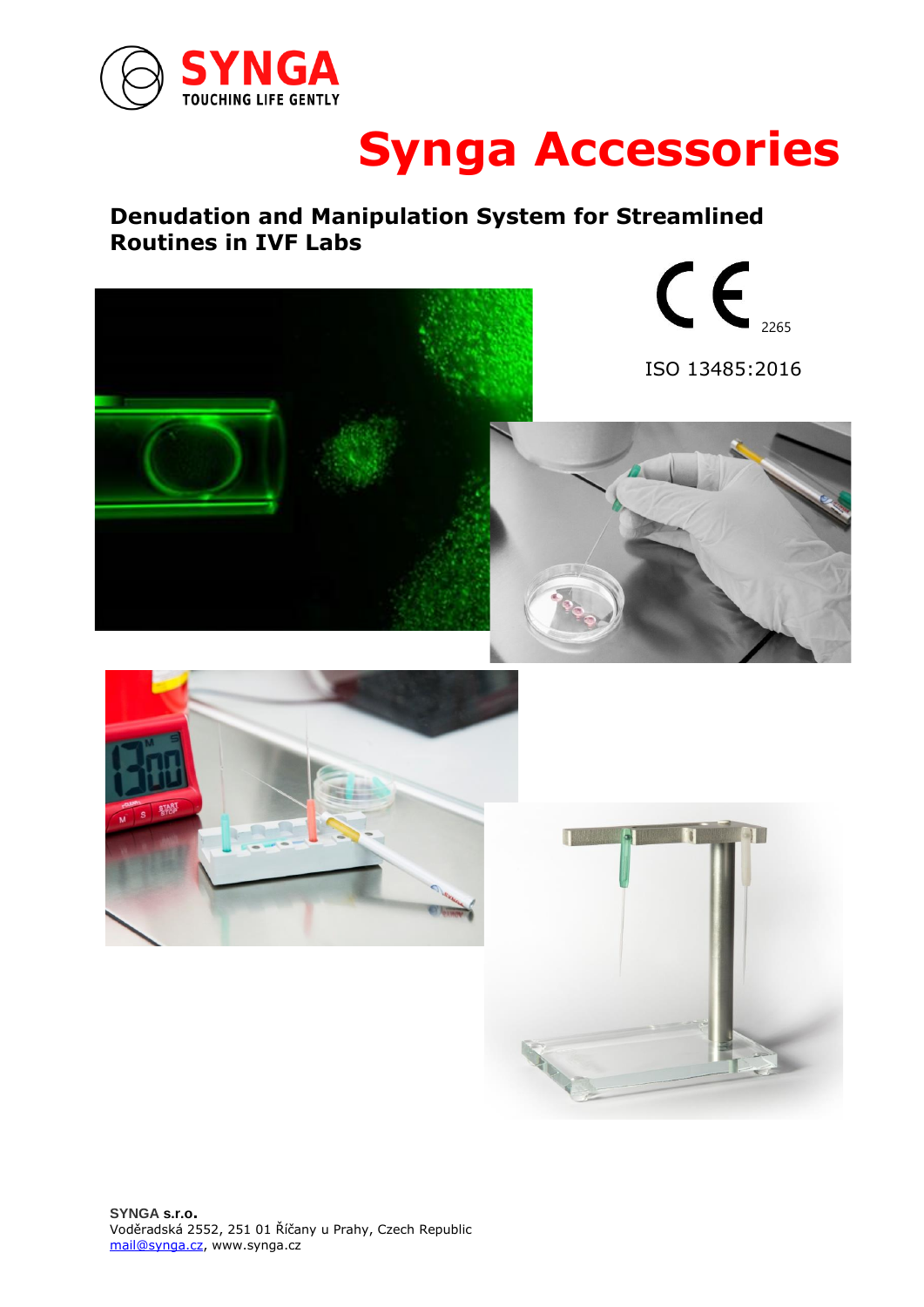SYNGA
TOUCHING LIFE GENTLY

# Synga Accessories

## Denudation and Manipulation System for Streamlined Routines in IVF Labs

CE 2265

ISO 13485:2016

**SYNGA s.r.o.**
Voděradská 2552, 251 01 Říčany u Prahy, Czech Republic
mail@synga.cz, www.synga.cz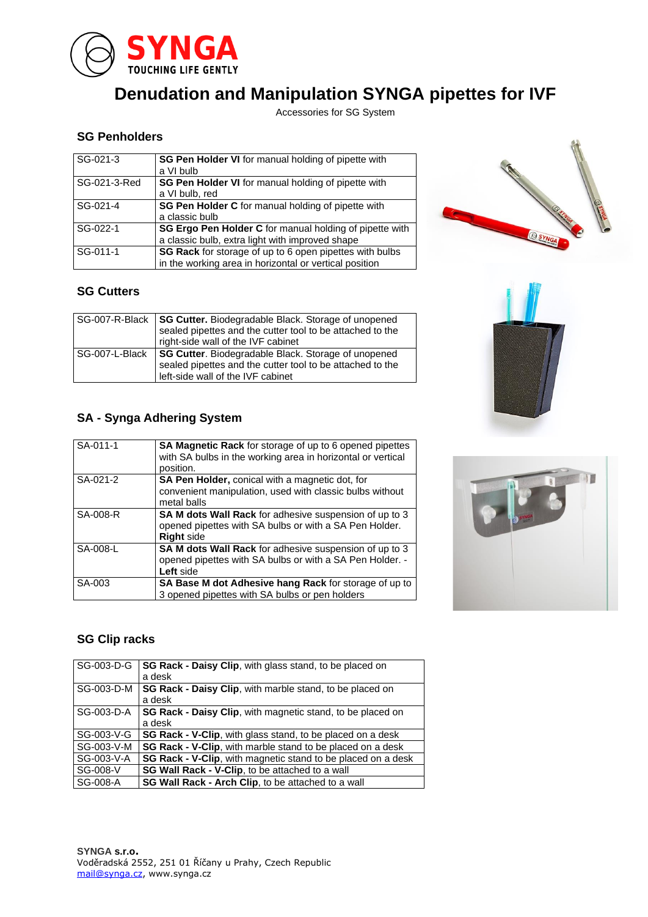# Denudation and Manipulation SYNGA pipettes for IVF

Accessories for SG System

## SG Penholders

| | |
|---|---|
| SG-021-3 | **SG Pen Holder VI** for manual holding of pipette with a VI bulb |
| SG-021-3-Red | **SG Pen Holder VI** for manual holding of pipette with a VI bulb, red |
| SG-021-4 | **SG Pen Holder C** for manual holding of pipette with a classic bulb |
| SG-022-1 | **SG Ergo Pen Holder C** for manual holding of pipette with a classic bulb, extra light with improved shape |
| SG-011-1 | **SG Rack** for storage of up to 6 open pipettes with bulbs in the working area in horizontal or vertical position |

## SG Cutters

| | |
|---|---|
| SG-007-R-Black | **SG Cutter.** Biodegradable Black. Storage of unopened sealed pipettes and the cutter tool to be attached to the right-side wall of the IVF cabinet |
| SG-007-L-Black | **SG Cutter**. Biodegradable Black. Storage of unopened sealed pipettes and the cutter tool to be attached to the left-side wall of the IVF cabinet |

## SA - Synga Adhering System

| | |
|---|---|
| SA-011-1 | **SA Magnetic Rack** for storage of up to 6 opened pipettes with SA bulbs in the working area in horizontal or vertical position. |
| SA-021-2 | **SA Pen Holder,** conical with a magnetic dot, for convenient manipulation, used with classic bulbs without metal balls |
| SA-008-R | **SA M dots Wall Rack** for adhesive suspension of up to 3 opened pipettes with SA bulbs or with a SA Pen Holder. **Right** side |
| SA-008-L | **SA M dots Wall Rack** for adhesive suspension of up to 3 opened pipettes with SA bulbs or with a SA Pen Holder. - **Left** side |
| SA-003 | **SA Base M dot Adhesive hang Rack** for storage of up to 3 opened pipettes with SA bulbs or pen holders |

## SG Clip racks

| | |
|---|---|
| SG-003-D-G | **SG Rack - Daisy Clip**, with glass stand, to be placed on a desk |
| SG-003-D-M | **SG Rack - Daisy Clip**, with marble stand, to be placed on a desk |
| SG-003-D-A | **SG Rack - Daisy Clip**, with magnetic stand, to be placed on a desk |
| SG-003-V-G | **SG Rack - V-Clip**, with glass stand, to be placed on a desk |
| SG-003-V-M | **SG Rack - V-Clip**, with marble stand to be placed on a desk |
| SG-003-V-A | **SG Rack - V-Clip**, with magnetic stand to be placed on a desk |
| SG-008-V | **SG Wall Rack - V-Clip**, to be attached to a wall |
| SG-008-A | **SG Wall Rack - Arch Clip**, to be attached to a wall |

**SYNGA s.r.o.**
Voděradská 2552, 251 01 Říčany u Prahy, Czech Republic
mail@synga.cz, www.synga.cz